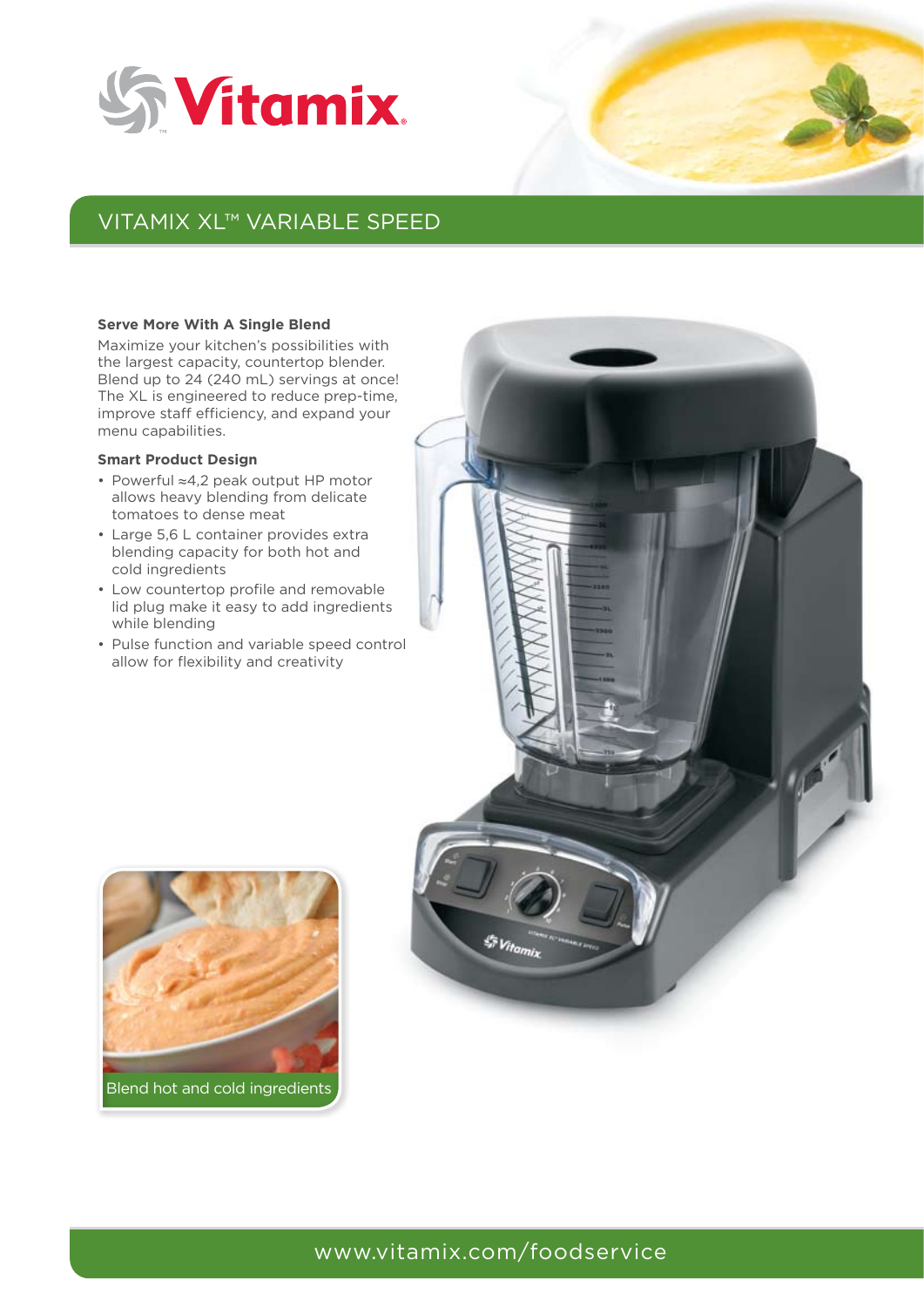# Vitamix

## VITAMIX XL™ VARIABLE SPEED

### Serve More With A Single Blend

Maximize your kitchen's possibilities with the largest capacity, countertop blender. Blend up to 24 (240 mL) servings at once! The XL is engineered to reduce prep-time, improve staff efficiency, and expand your menu capabilities.

### Smart Product Design

- Powerful ≈4,2 peak output HP motor allows heavy blending from delicate tomatoes to dense meat
- Large 5,6 L container provides extra blending capacity for both hot and cold ingredients
- Low countertop profile and removable lid plug make it easy to add ingredients while blending
- Pulse function and variable speed control allow for flexibility and creativity

Blend hot and cold ingredients

www.vitamix.com/foodservice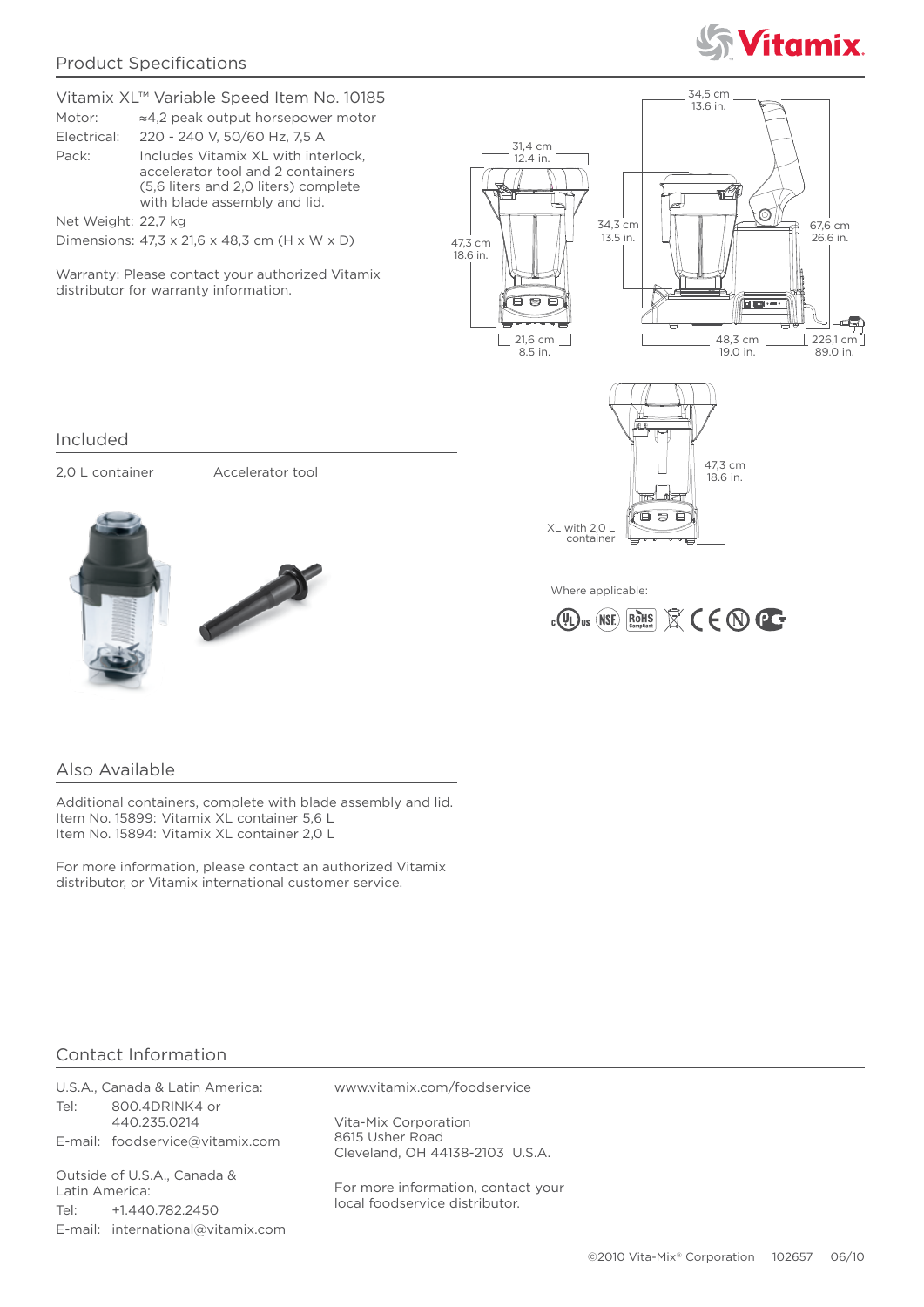## Product Specifications

### Vitamix XL™ Variable Speed Item No. 10185

| | |
|---|---|
| Motor: | ≈4,2 peak output horsepower motor |
| Electrical: | 220 - 240 V, 50/60 Hz, 7,5 A |
| Pack: | Includes Vitamix XL with interlock, accelerator tool and 2 containers (5,6 liters and 2,0 liters) complete with blade assembly and lid. |

Net Weight: 22,7 kg

Dimensions: 47,3 x 21,6 x 48,3 cm (H x W x D)

Warranty: Please contact your authorized Vitamix distributor for warranty information.

34,5 cm
13.6 in.

31,4 cm
12.4 in.

47,3 cm
18.6 in.

34,3 cm
13.5 in.

67,6 cm
26.6 in.

21,6 cm
8.5 in.

48,3 cm
19.0 in.

226,1 cm
89.0 in.

47,3 cm
18.6 in.

XL with 2,0 L container

Where applicable:

## Included

2,0 L container

Accelerator tool

## Also Available

Additional containers, complete with blade assembly and lid.
Item No. 15899: Vitamix XL container 5,6 L
Item No. 15894: Vitamix XL container 2,0 L

For more information, please contact an authorized Vitamix distributor, or Vitamix international customer service.

## Contact Information

U.S.A., Canada & Latin America:
Tel: 800.4DRINK4 or 440.235.0214
E-mail: foodservice@vitamix.com

Outside of U.S.A., Canada & Latin America:
Tel: +1.440.782.2450
E-mail: international@vitamix.com

www.vitamix.com/foodservice

Vita-Mix Corporation
8615 Usher Road
Cleveland, OH 44138-2103 U.S.A.

For more information, contact your local foodservice distributor.

©2010 Vita-Mix® Corporation 102657 06/10